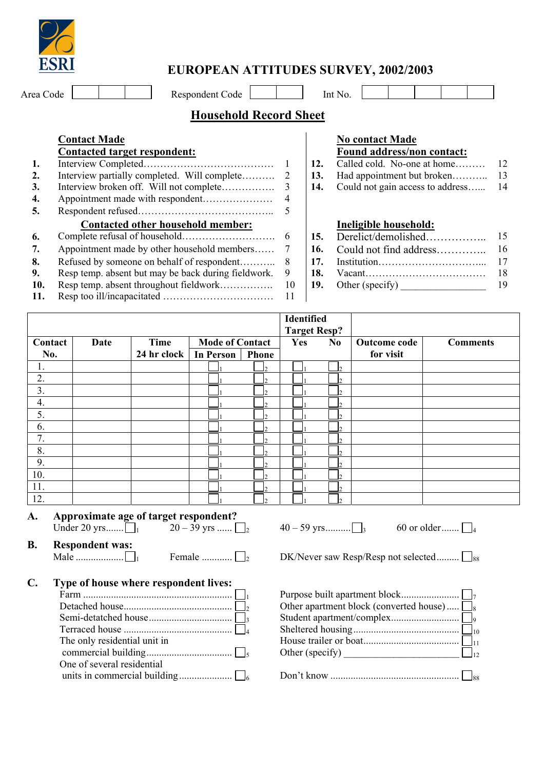ESRI

# EUROPEAN ATTITUDES SURVEY, 2002/2003

Area Code | | | |    Respondent Code | | |    Int No. | | | | | |

## Household Record Sheet

**Contact Made**

**Contacted target respondent:**

1. Interview Completed…………………………………… 1
2. Interview partially completed. Will complete………. 2
3. Interview broken off. Will not complete……………. 3
4. Appointment made with respondent………………… 4
5. Respondent refused………………………………….. 5

**Contacted other household member:**

6. Complete refusal of household……………………… 6
7. Appointment made by other household members…… 7
8. Refused by someone on behalf of respondent……….. 8
9. Resp temp. absent but may be back during fieldwork. 9
10. Resp temp. absent throughout fieldwork…………… 10
11. Resp too ill/incapacitated …………………………… 11

**No contact Made**

**Found address/non contact:**

12. Called cold. No-one at home……… 12
13. Had appointment but broken……….. 13
14. Could not gain access to address…... 14

**Ineligible household:**

15. Derelict/demolished…………….. 15
16. Could not find address…………... 16
17. Institution…………………………... 17
18. Vacant……………………………… 18
19. Other (specify) ________________ 19

| Contact No. | Date | Time 24 hr clock | Mode of Contact: In Person | Mode of Contact: Phone | Identified Target Resp?: Yes | Identified Target Resp?: No | Outcome code for visit | Comments |
|---|---|---|---|---|---|---|---|---|
| 1. | | | ☐1 | ☐2 | ☐1 | ☐2 | | |
| 2. | | | ☐1 | ☐2 | ☐1 | ☐2 | | |
| 3. | | | ☐1 | ☐2 | ☐1 | ☐2 | | |
| 4. | | | ☐1 | ☐2 | ☐1 | ☐2 | | |
| 5. | | | ☐1 | ☐2 | ☐1 | ☐2 | | |
| 6. | | | ☐1 | ☐2 | ☐1 | ☐2 | | |
| 7. | | | ☐1 | ☐2 | ☐1 | ☐2 | | |
| 8. | | | ☐1 | ☐2 | ☐1 | ☐2 | | |
| 9. | | | ☐1 | ☐2 | ☐1 | ☐2 | | |
| 10. | | | ☐1 | ☐2 | ☐1 | ☐2 | | |
| 11. | | | ☐1 | ☐2 | ☐1 | ☐2 | | |
| 12. | | | ☐1 | ☐2 | ☐1 | ☐2 | | |

**A. Approximate age of target respondent?**

Under 20 yrs....... ☐1    20 – 39 yrs ...... ☐2    40 – 59 yrs.......... ☐3    60 or older....... ☐4

**B. Respondent was:**

Male ................... ☐1    Female ............ ☐2    DK/Never saw Resp/Resp not selected......... ☐88

**C. Type of house where respondent lives:**

- Farm .......................................................... ☐1
- Detached house.......................................... ☐2
- Semi-detached house................................ ☐3
- Terraced house .......................................... ☐4
- The only residential unit in commercial building................................. ☐5
- One of several residential units in commercial building..................... ☐6
- Purpose built apartment block....................... ☐7
- Other apartment block (converted house)..... ☐8
- Student apartment/complex.......................... ☐9
- Sheltered housing......................................... ☐10
- House trailer or boat..................................... ☐11
- Other (specify) ______________________ ☐12
- Don't know .................................................. ☐88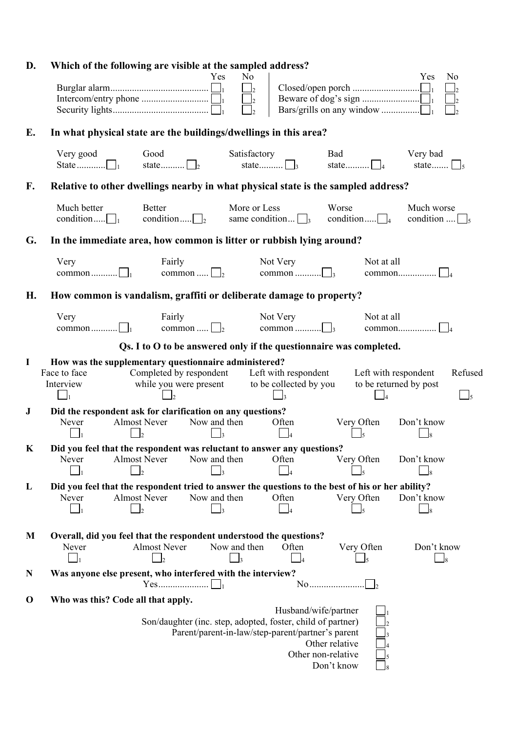**D. Which of the following are visible at the sampled address?**

| | Yes | No | | Yes | No |
|---|---|---|---|---|---|
| Burglar alarm | ☐1 | ☐2 | Closed/open porch | ☐1 | ☐2 |
| Intercom/entry phone | ☐1 | ☐2 | Beware of dog's sign | ☐1 | ☐2 |
| Security lights | ☐1 | ☐2 | Bars/grills on any window | ☐1 | ☐2 |

**E. In what physical state are the buildings/dwellings in this area?**

Very good State ☐1 Good state ☐2 Satisfactory state ☐3 Bad state ☐4 Very bad state ☐5

**F. Relative to other dwellings nearby in what physical state is the sampled address?**

Much better condition ☐1 Better condition ☐2 More or Less same condition ☐3 Worse condition ☐4 Much worse condition ☐5

**G. In the immediate area, how common is litter or rubbish lying around?**

Very common ☐1 Fairly common ☐2 Not Very common ☐3 Not at all common ☐4

**H. How common is vandalism, graffiti or deliberate damage to property?**

Very common ☐1 Fairly common ☐2 Not Very common ☐3 Not at all common ☐4

**Qs. I to O to be answered only if the questionnaire was completed.**

**I How was the supplementary questionnaire administered?**

| Face to face Interview | Completed by respondent while you were present | Left with respondent to be collected by you | Left with respondent to be returned by post | Refused |
|---|---|---|---|---|
| ☐1 | ☐2 | ☐3 | ☐4 | ☐5 |

**J Did the respondent ask for clarification on any questions?**

| Never | Almost Never | Now and then | Often | Very Often | Don't know |
|---|---|---|---|---|---|
| ☐1 | ☐2 | ☐3 | ☐4 | ☐5 | ☐8 |

**K Did you feel that the respondent was reluctant to answer any questions?**

| Never | Almost Never | Now and then | Often | Very Often | Don't know |
|---|---|---|---|---|---|
| ☐1 | ☐2 | ☐3 | ☐4 | ☐5 | ☐8 |

**L Did you feel that the respondent tried to answer the questions to the best of his or her ability?**

| Never | Almost Never | Now and then | Often | Very Often | Don't know |
|---|---|---|---|---|---|
| ☐1 | ☐2 | ☐3 | ☐4 | ☐5 | ☐8 |

**M Overall, did you feel that the respondent understood the questions?**

| Never | Almost Never | Now and then | Often | Very Often | Don't know |
|---|---|---|---|---|---|
| ☐1 | ☐2 | ☐3 | ☐4 | ☐5 | ☐8 |

**N Was anyone else present, who interfered with the interview?**

Yes ☐1 No ☐2

**O Who was this? Code all that apply.**

- Husband/wife/partner ☐1
- Son/daughter (inc. step, adopted, foster, child of partner) ☐2
- Parent/parent-in-law/step-parent/partner's parent ☐3
- Other relative ☐4
- Other non-relative ☐5
- Don't know ☐8